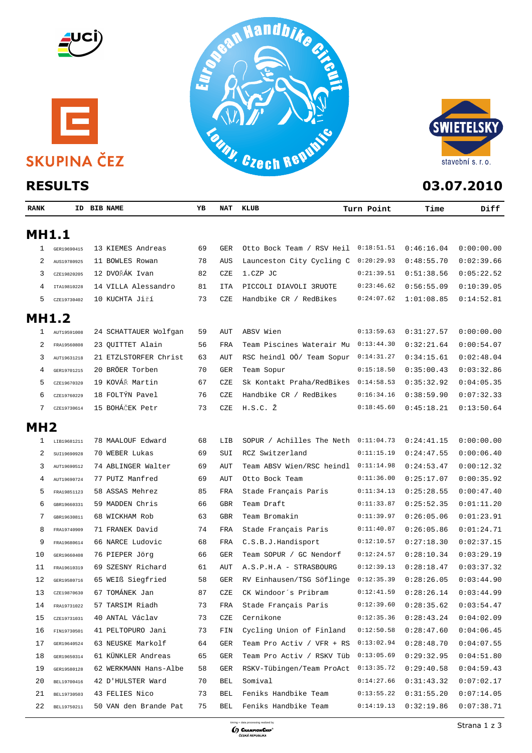SKUPINA ČEZ

European Handbike Circuit

Louny, Czech Republic

SWIETELSKY stavební s. r. o.

# RESULTS

**03.07.2010**

| RANK | ID | BIB | NAME | YB | NAT | KLUB | Turn Point | Time | Diff |
|---|---|---|---|---|---|---|---|---|---|
| **MH1.1** | | | | | | | | | |
| 1 | GER19690415 | 13 | KIEMES Andreas | 69 | GER | Otto Bock Team / RSV Heil | 0:18:51.51 | 0:46:16.04 | 0:00:00.00 |
| 2 | AUS19780925 | 11 | BOWLES Rowan | 78 | AUS | Launceston City Cycling C | 0:20:29.93 | 0:48:55.70 | 0:02:39.66 |
| 3 | CZE19820205 | 12 | DVOŘÁK Ivan | 82 | CZE | 1.CZP JC | 0:21:39.51 | 0:51:38.56 | 0:05:22.52 |
| 4 | ITA19810228 | 14 | VILLA Alessandro | 81 | ITA | PICCOLI DIAVOLI 3RUOTE | 0:23:46.62 | 0:56:55.09 | 0:10:39.05 |
| 5 | CZE19730402 | 10 | KUCHTA Jiří | 73 | CZE | Handbike CR / RedBikes | 0:24:07.62 | 1:01:08.85 | 0:14:52.81 |
| **MH1.2** | | | | | | | | | |
| 1 | AUT19591008 | 24 | SCHATTAUER Wolfgan | 59 | AUT | ABSV Wien | 0:13:59.63 | 0:31:27.57 | 0:00:00.00 |
| 2 | FRA19560808 | 23 | QUITTET Alain | 56 | FRA | Team Piscines Waterair Mu | 0:13:44.30 | 0:32:21.64 | 0:00:54.07 |
| 3 | AUT19631218 | 21 | ETZLSTORFER Christ | 63 | AUT | RSC heindl OÖ/ Team Sopur | 0:14:31.27 | 0:34:15.61 | 0:02:48.04 |
| 4 | GER19701215 | 20 | BRÖER Torben | 70 | GER | Team Sopur | 0:15:18.50 | 0:35:00.43 | 0:03:32.86 |
| 5 | CZE19670320 | 19 | KOVÁŘ Martin | 67 | CZE | Sk Kontakt Praha/RedBikes | 0:14:58.53 | 0:35:32.92 | 0:04:05.35 |
| 6 | CZE19760229 | 18 | FOLTÝN Pavel | 76 | CZE | Handbike CR / RedBikes | 0:16:34.16 | 0:38:59.90 | 0:07:32.33 |
| 7 | CZE19730614 | 15 | BOHÁČEK Petr | 73 | CZE | H.S.C. Ž | 0:18:45.60 | 0:45:18.21 | 0:13:50.64 |
| **MH2** | | | | | | | | | |
| 1 | LIB19681211 | 78 | MAALOUF Edward | 68 | LIB | SOPUR / Achilles The Neth | 0:11:04.73 | 0:24:41.15 | 0:00:00.00 |
| 2 | SUI19690928 | 70 | WEBER Lukas | 69 | SUI | RCZ Switzerland | 0:11:15.19 | 0:24:47.55 | 0:00:06.40 |
| 3 | AUT19690512 | 74 | ABLINGER Walter | 69 | AUT | Team ABSV Wien/RSC heindl | 0:11:14.98 | 0:24:53.47 | 0:00:12.32 |
| 4 | AUT19690724 | 77 | PUTZ Manfred | 69 | AUT | Otto Bock Team | 0:11:36.00 | 0:25:17.07 | 0:00:35.92 |
| 5 | FRA19851123 | 58 | ASSAS Mehrez | 85 | FRA | Stade Français Paris | 0:11:34.13 | 0:25:28.55 | 0:00:47.40 |
| 6 | GBR19660331 | 59 | MADDEN Chris | 66 | GBR | Team Draft | 0:11:33.87 | 0:25:52.35 | 0:01:11.20 |
| 7 | GBR19630811 | 68 | WICKHAM Rob | 63 | GBR | Team Bromakin | 0:11:39.97 | 0:26:05.06 | 0:01:23.91 |
| 8 | FRA19740909 | 71 | FRANEK David | 74 | FRA | Stade Français Paris | 0:11:40.07 | 0:26:05.86 | 0:01:24.71 |
| 9 | FRA19680614 | 66 | NARCE Ludovic | 68 | FRA | C.S.B.J.Handisport | 0:12:10.57 | 0:27:18.30 | 0:02:37.15 |
| 10 | GER19660408 | 76 | PIEPER Jörg | 66 | GER | Team SOPUR / GC Nendorf | 0:12:24.57 | 0:28:10.34 | 0:03:29.19 |
| 11 | FRA19610319 | 69 | SZESNY Richard | 61 | AUT | A.S.P.H.A - STRASBOURG | 0:12:39.13 | 0:28:18.47 | 0:03:37.32 |
| 12 | GER19580716 | 65 | WEIß Siegfried | 58 | GER | RV Einhausen/TSG Söflinge | 0:12:35.39 | 0:28:26.05 | 0:03:44.90 |
| 13 | CZE19870630 | 67 | TOMÁNEK Jan | 87 | CZE | CK Windoor´s Pribram | 0:12:41.59 | 0:28:26.14 | 0:03:44.99 |
| 14 | FRA19731022 | 57 | TARSIM Riadh | 73 | FRA | Stade Français Paris | 0:12:39.60 | 0:28:35.62 | 0:03:54.47 |
| 15 | CZE19731031 | 40 | ANTAL Václav | 73 | CZE | Cernikone | 0:12:35.36 | 0:28:43.24 | 0:04:02.09 |
| 16 | FIN19730501 | 41 | PELTOPURO Jani | 73 | FIN | Cycling Union of Finland | 0:12:50.58 | 0:28:47.60 | 0:04:06.45 |
| 17 | GER19640524 | 63 | NEUSKE Markolf | 64 | GER | Team Pro Activ / VFR + RS | 0:13:02.94 | 0:28:48.70 | 0:04:07.55 |
| 18 | GER19650314 | 61 | KÜNKLER Andreas | 65 | GER | Team Pro Activ / RSKV Tüb | 0:13:05.69 | 0:29:32.95 | 0:04:51.80 |
| 19 | GER19580128 | 62 | WERKMANN Hans-Albe | 58 | GER | RSKV-Tübingen/Team ProAct | 0:13:35.72 | 0:29:40.58 | 0:04:59.43 |
| 20 | BEL19700416 | 42 | D'HULSTER Ward | 70 | BEL | Somival | 0:14:27.66 | 0:31:43.32 | 0:07:02.17 |
| 21 | BEL19730503 | 43 | FELIES Nico | 73 | BEL | Feniks Handbike Team | 0:13:55.22 | 0:31:55.20 | 0:07:14.05 |
| 22 | BEL19750211 | 50 | VAN den Brande Pat | 75 | BEL | Feniks Handbike Team | 0:14:19.13 | 0:32:19.86 | 0:07:38.71 |

timing + data processing realized by ChampionChip Česká republika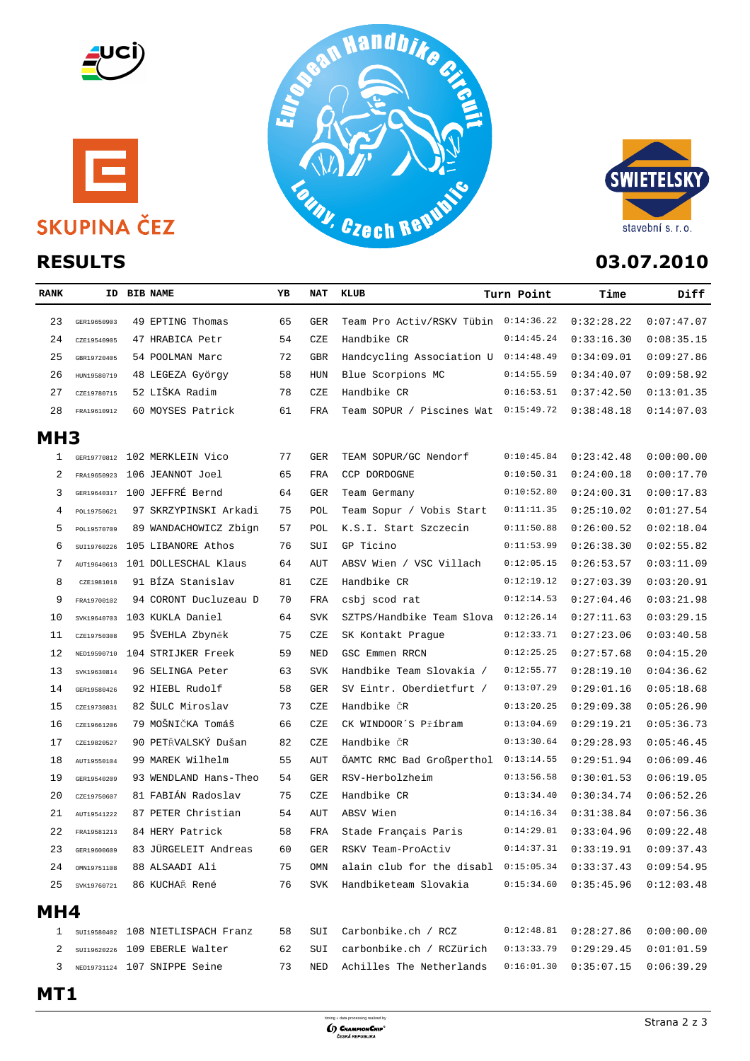## RESULTS

**03.07.2010**

| RANK | ID | BIB | NAME | YB | NAT | KLUB | Turn Point | Time | Diff |
|---|---|---|---|---|---|---|---|---|---|
| 23 | GER19650903 | 49 | EPTING Thomas | 65 | GER | Team Pro Activ/RSKV Tübin | 0:14:36.22 | 0:32:28.22 | 0:07:47.07 |
| 24 | CZE19540905 | 47 | HRABICA Petr | 54 | CZE | Handbike CR | 0:14:45.24 | 0:33:16.30 | 0:08:35.15 |
| 25 | GBR19720405 | 54 | POOLMAN Marc | 72 | GBR | Handcycling Association U | 0:14:48.49 | 0:34:09.01 | 0:09:27.86 |
| 26 | HUN19580719 | 48 | LEGEZA György | 58 | HUN | Blue Scorpions MC | 0:14:55.59 | 0:34:40.07 | 0:09:58.92 |
| 27 | CZE19780715 | 52 | LIŠKA Radim | 78 | CZE | Handbike CR | 0:16:53.51 | 0:37:42.50 | 0:13:01.35 |
| 28 | FRA19610912 | 60 | MOYSES Patrick | 61 | FRA | Team SOPUR / Piscines Wat | 0:15:49.72 | 0:38:48.18 | 0:14:07.03 |

## MH3

| RANK | ID | BIB | NAME | YB | NAT | KLUB | Turn Point | Time | Diff |
|---|---|---|---|---|---|---|---|---|---|
| 1 | GER19770812 | 102 | MERKLEIN Vico | 77 | GER | TEAM SOPUR/GC Nendorf | 0:10:45.84 | 0:23:42.48 | 0:00:00.00 |
| 2 | FRA19650923 | 106 | JEANNOT Joel | 65 | FRA | CCP DORDOGNE | 0:10:50.31 | 0:24:00.18 | 0:00:17.70 |
| 3 | GER19640317 | 100 | JEFFRÉ Bernd | 64 | GER | Team Germany | 0:10:52.80 | 0:24:00.31 | 0:00:17.83 |
| 4 | POL19750621 | 97 | SKRZYPINSKI Arkadi | 75 | POL | Team Sopur / Vobis Start | 0:11:11.35 | 0:25:10.02 | 0:01:27.54 |
| 5 | POL19570709 | 89 | WANDACHOWICZ Zbign | 57 | POL | K.S.I. Start Szczecin | 0:11:50.88 | 0:26:00.52 | 0:02:18.04 |
| 6 | SUI19760226 | 105 | LIBANORE Athos | 76 | SUI | GP Ticino | 0:11:53.99 | 0:26:38.30 | 0:02:55.82 |
| 7 | AUT19640613 | 101 | DOLLESCHAL Klaus | 64 | AUT | ABSV Wien / VSC Villach | 0:12:05.15 | 0:26:53.57 | 0:03:11.09 |
| 8 | CZE1981018 | 91 | BÍZA Stanislav | 81 | CZE | Handbike CR | 0:12:19.12 | 0:27:03.39 | 0:03:20.91 |
| 9 | FRA19700102 | 94 | CORONT Ducluzeau D | 70 | FRA | csbj scod rat | 0:12:14.53 | 0:27:04.46 | 0:03:21.98 |
| 10 | SVK19640703 | 103 | KUKLA Daniel | 64 | SVK | SZTPS/Handbike Team Slova | 0:12:26.14 | 0:27:11.63 | 0:03:29.15 |
| 11 | CZE19750308 | 95 | ŠVEHLA Zbyněk | 75 | CZE | SK Kontakt Prague | 0:12:33.71 | 0:27:23.06 | 0:03:40.58 |
| 12 | NED19590710 | 104 | STRIJKER Freek | 59 | NED | GSC Emmen RRCN | 0:12:25.25 | 0:27:57.68 | 0:04:15.20 |
| 13 | SVK19630814 | 96 | SELINGA Peter | 63 | SVK | Handbike Team Slovakia / | 0:12:55.77 | 0:28:19.10 | 0:04:36.62 |
| 14 | GER19580426 | 92 | HIEBL Rudolf | 58 | GER | SV Eintr. Oberdietfurt / | 0:13:07.29 | 0:29:01.16 | 0:05:18.68 |
| 15 | CZE19730831 | 82 | ŠULC Miroslav | 73 | CZE | Handbike ČR | 0:13:20.25 | 0:29:09.38 | 0:05:26.90 |
| 16 | CZE19661206 | 79 | MOŠNIČKA Tomáš | 66 | CZE | CK WINDOOR´S Příbram | 0:13:04.69 | 0:29:19.21 | 0:05:36.73 |
| 17 | CZE19820527 | 90 | PETŘVALSKÝ Dušan | 82 | CZE | Handbike ČR | 0:13:30.64 | 0:29:28.93 | 0:05:46.45 |
| 18 | AUT19550104 | 99 | MAREK Wilhelm | 55 | AUT | ÖAMTC RMC Bad Großperthol | 0:13:14.55 | 0:29:51.94 | 0:06:09.46 |
| 19 | GER19540209 | 93 | WENDLAND Hans-Theo | 54 | GER | RSV-Herbolzheim | 0:13:56.58 | 0:30:01.53 | 0:06:19.05 |
| 20 | CZE19750607 | 81 | FABIÁN Radoslav | 75 | CZE | Handbike CR | 0:13:34.40 | 0:30:34.74 | 0:06:52.26 |
| 21 | AUT19541222 | 87 | PETER Christian | 54 | AUT | ABSV Wien | 0:14:16.34 | 0:31:38.84 | 0:07:56.36 |
| 22 | FRA19581213 | 84 | HERY Patrick | 58 | FRA | Stade Français Paris | 0:14:29.01 | 0:33:04.96 | 0:09:22.48 |
| 23 | GER19600609 | 83 | JÜRGELEIT Andreas | 60 | GER | RSKV Team-ProActiv | 0:14:37.31 | 0:33:19.91 | 0:09:37.43 |
| 24 | OMN19751108 | 88 | ALSAADI Ali | 75 | OMN | alain club for the disabl | 0:15:05.34 | 0:33:37.43 | 0:09:54.95 |
| 25 | SVK19760721 | 86 | KUCHAŘ René | 76 | SVK | Handbiketeam Slovakia | 0:15:34.60 | 0:35:45.96 | 0:12:03.48 |

## MH4

| RANK | ID | BIB | NAME | YB | NAT | KLUB | Turn Point | Time | Diff |
|---|---|---|---|---|---|---|---|---|---|
| 1 | SUI19580402 | 108 | NIETLISPACH Franz | 58 | SUI | Carbonbike.ch / RCZ | 0:12:48.81 | 0:28:27.86 | 0:00:00.00 |
| 2 | SUI19620226 | 109 | EBERLE Walter | 62 | SUI | carbonbike.ch / RCZürich | 0:13:33.79 | 0:29:29.45 | 0:01:01.59 |
| 3 | NED19731124 | 107 | SNIPPE Seine | 73 | NED | Achilles The Netherlands | 0:16:01.30 | 0:35:07.15 | 0:06:39.29 |

## MT1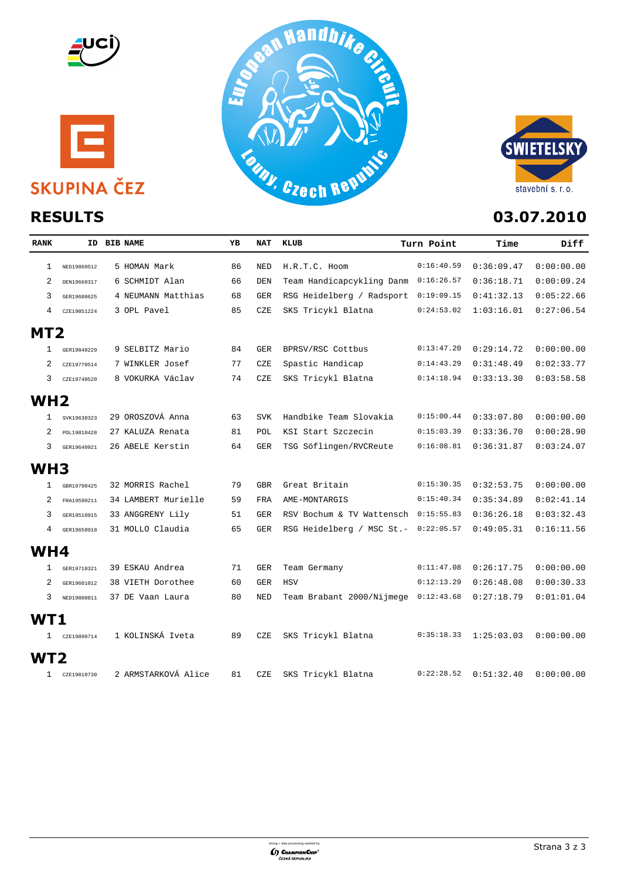SKUPINA ČEZ

European Handbike Circuit
Louny, Czech Republic

SWIETELSKY
stavební s. r. o.

# RESULTS

**03.07.2010**

| RANK | ID | BIB | NAME | YB | NAT | KLUB | Turn Point | Time | Diff |
|---|---|---|---|---|---|---|---|---|---|
| 1 | NED19860512 | 5 | HOMAN Mark | 86 | NED | H.R.T.C. Hoom | 0:16:40.59 | 0:36:09.47 | 0:00:00.00 |
| 2 | DEN19660317 | 6 | SCHMIDT Alan | 66 | DEN | Team Handicapcykling Danm | 0:16:26.57 | 0:36:18.71 | 0:00:09.24 |
| 3 | GER19680625 | 4 | NEUMANN Matthias | 68 | GER | RSG Heidelberg / Radsport | 0:19:09.15 | 0:41:32.13 | 0:05:22.66 |
| 4 | CZE19851224 | 3 | OPL Pavel | 85 | CZE | SKS Tricykl Blatna | 0:24:53.02 | 1:03:16.01 | 0:27:06.54 |

## MT2

| RANK | ID | BIB | NAME | YB | NAT | KLUB | Turn Point | Time | Diff |
|---|---|---|---|---|---|---|---|---|---|
| 1 | GER19840229 | 9 | SELBITZ Mario | 84 | GER | BPRSV/RSC Cottbus | 0:13:47.20 | 0:29:14.72 | 0:00:00.00 |
| 2 | CZE19770514 | 7 | WINKLER Josef | 77 | CZE | Spastic Handicap | 0:14:43.29 | 0:31:48.49 | 0:02:33.77 |
| 3 | CZE19740520 | 8 | VOKURKA Václav | 74 | CZE | SKS Tricykl Blatna | 0:14:18.94 | 0:33:13.30 | 0:03:58.58 |

## WH2

| RANK | ID | BIB | NAME | YB | NAT | KLUB | Turn Point | Time | Diff |
|---|---|---|---|---|---|---|---|---|---|
| 1 | SVK19630323 | 29 | OROSZOVÁ Anna | 63 | SVK | Handbike Team Slovakia | 0:15:00.44 | 0:33:07.80 | 0:00:00.00 |
| 2 | POL19810428 | 27 | KALUZA Renata | 81 | POL | KSI Start Szczecin | 0:15:03.39 | 0:33:36.70 | 0:00:28.90 |
| 3 | GER19640921 | 26 | ABELE Kerstin | 64 | GER | TSG Söflingen/RVCReute | 0:16:08.81 | 0:36:31.87 | 0:03:24.07 |

## WH3

| RANK | ID | BIB | NAME | YB | NAT | KLUB | Turn Point | Time | Diff |
|---|---|---|---|---|---|---|---|---|---|
| 1 | GBR19790425 | 32 | MORRIS Rachel | 79 | GBR | Great Britain | 0:15:30.35 | 0:32:53.75 | 0:00:00.00 |
| 2 | FRA19590211 | 34 | LAMBERT Murielle | 59 | FRA | AME-MONTARGIS | 0:15:40.34 | 0:35:34.89 | 0:02:41.14 |
| 3 | GER19510915 | 33 | ANGGRENY Lily | 51 | GER | RSV Bochum & TV Wattensch | 0:15:55.83 | 0:36:26.18 | 0:03:32.43 |
| 4 | GER19650918 | 31 | MOLLO Claudia | 65 | GER | RSG Heidelberg / MSC St.- | 0:22:05.57 | 0:49:05.31 | 0:16:11.56 |

## WH4

| RANK | ID | BIB | NAME | YB | NAT | KLUB | Turn Point | Time | Diff |
|---|---|---|---|---|---|---|---|---|---|
| 1 | GER19710321 | 39 | ESKAU Andrea | 71 | GER | Team Germany | 0:11:47.08 | 0:26:17.75 | 0:00:00.00 |
| 2 | GER19601012 | 38 | VIETH Dorothee | 60 | GER | HSV | 0:12:13.29 | 0:26:48.08 | 0:00:30.33 |
| 3 | NED19800811 | 37 | DE Vaan Laura | 80 | NED | Team Brabant 2000/Nijmege | 0:12:43.68 | 0:27:18.79 | 0:01:01.04 |

## WT1

| RANK | ID | BIB | NAME | YB | NAT | KLUB | Turn Point | Time | Diff |
|---|---|---|---|---|---|---|---|---|---|
| 1 | CZE19890714 | 1 | KOLINSKÁ Iveta | 89 | CZE | SKS Tricykl Blatna | 0:35:18.33 | 1:25:03.03 | 0:00:00.00 |

## WT2

| RANK | ID | BIB | NAME | YB | NAT | KLUB | Turn Point | Time | Diff |
|---|---|---|---|---|---|---|---|---|---|
| 1 | CZE19810730 | 2 | ARMSTARKOVÁ Alice | 81 | CZE | SKS Tricykl Blatna | 0:22:28.52 | 0:51:32.40 | 0:00:00.00 |

timing + data processing realized by ChampionChip Česká republika